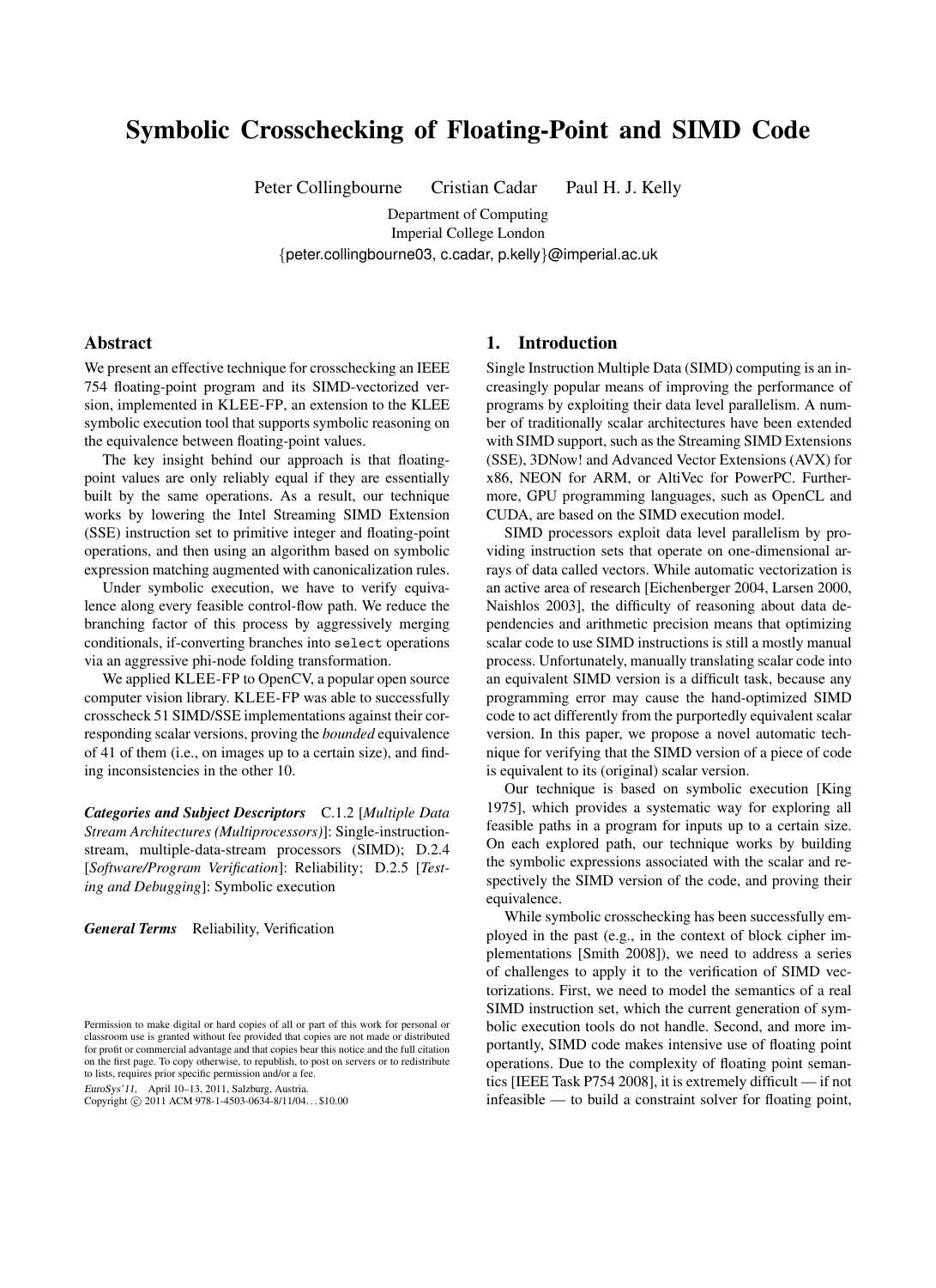# Symbolic Crosschecking of Floating-Point and SIMD Code

Peter Collingbourne Cristian Cadar Paul H. J. Kelly

Department of Computing
Imperial College London
{peter.collingbourne03, c.cadar, p.kelly}@imperial.ac.uk

## Abstract

We present an effective technique for crosschecking an IEEE 754 floating-point program and its SIMD-vectorized version, implemented in KLEE-FP, an extension to the KLEE symbolic execution tool that supports symbolic reasoning on the equivalence between floating-point values.

The key insight behind our approach is that floating-point values are only reliably equal if they are essentially built by the same operations. As a result, our technique works by lowering the Intel Streaming SIMD Extension (SSE) instruction set to primitive integer and floating-point operations, and then using an algorithm based on symbolic expression matching augmented with canonicalization rules.

Under symbolic execution, we have to verify equivalence along every feasible control-flow path. We reduce the branching factor of this process by aggressively merging conditionals, if-converting branches into `select` operations via an aggressive phi-node folding transformation.

We applied KLEE-FP to OpenCV, a popular open source computer vision library. KLEE-FP was able to successfully crosscheck 51 SIMD/SSE implementations against their corresponding scalar versions, proving the *bounded* equivalence of 41 of them (i.e., on images up to a certain size), and finding inconsistencies in the other 10.

***Categories and Subject Descriptors*** C.1.2 [*Multiple Data Stream Architectures (Multiprocessors)*]: Single-instruction-stream, multiple-data-stream processors (SIMD); D.2.4 [*Software/Program Verification*]: Reliability; D.2.5 [*Testing and Debugging*]: Symbolic execution

***General Terms*** Reliability, Verification

Permission to make digital or hard copies of all or part of this work for personal or classroom use is granted without fee provided that copies are not made or distributed for profit or commercial advantage and that copies bear this notice and the full citation on the first page. To copy otherwise, to republish, to post on servers or to redistribute to lists, requires prior specific permission and/or a fee.

*EuroSys'11,* April 10–13, 2011, Salzburg, Austria.
Copyright © 2011 ACM 978-1-4503-0634-8/11/04... $10.00

## 1. Introduction

Single Instruction Multiple Data (SIMD) computing is an increasingly popular means of improving the performance of programs by exploiting their data level parallelism. A number of traditionally scalar architectures have been extended with SIMD support, such as the Streaming SIMD Extensions (SSE), 3DNow! and Advanced Vector Extensions (AVX) for x86, NEON for ARM, or AltiVec for PowerPC. Furthermore, GPU programming languages, such as OpenCL and CUDA, are based on the SIMD execution model.

SIMD processors exploit data level parallelism by providing instruction sets that operate on one-dimensional arrays of data called vectors. While automatic vectorization is an active area of research [Eichenberger 2004, Larsen 2000, Naishlos 2003], the difficulty of reasoning about data dependencies and arithmetic precision means that optimizing scalar code to use SIMD instructions is still a mostly manual process. Unfortunately, manually translating scalar code into an equivalent SIMD version is a difficult task, because any programming error may cause the hand-optimized SIMD code to act differently from the purportedly equivalent scalar version. In this paper, we propose a novel automatic technique for verifying that the SIMD version of a piece of code is equivalent to its (original) scalar version.

Our technique is based on symbolic execution [King 1975], which provides a systematic way for exploring all feasible paths in a program for inputs up to a certain size. On each explored path, our technique works by building the symbolic expressions associated with the scalar and respectively the SIMD version of the code, and proving their equivalence.

While symbolic crosschecking has been successfully employed in the past (e.g., in the context of block cipher implementations [Smith 2008]), we need to address a series of challenges to apply it to the verification of SIMD vectorizations. First, we need to model the semantics of a real SIMD instruction set, which the current generation of symbolic execution tools do not handle. Second, and more importantly, SIMD code makes intensive use of floating point operations. Due to the complexity of floating point semantics [IEEE Task P754 2008], it is extremely difficult — if not infeasible — to build a constraint solver for floating point,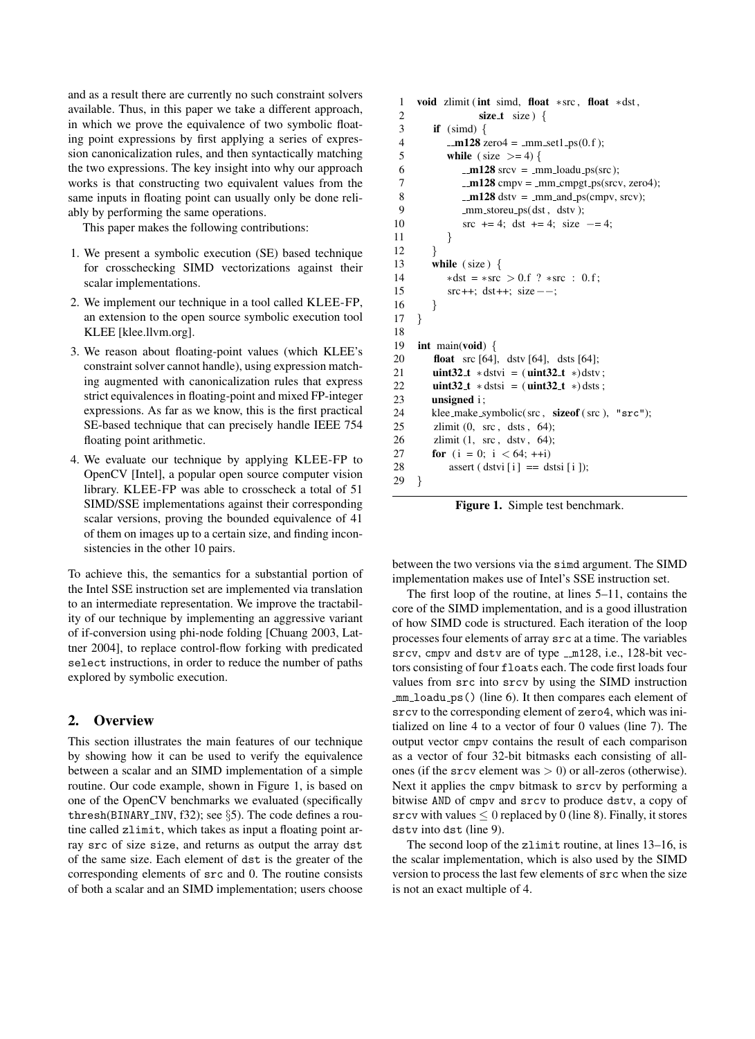and as a result there are currently no such constraint solvers available. Thus, in this paper we take a different approach, in which we prove the equivalence of two symbolic floating point expressions by first applying a series of expression canonicalization rules, and then syntactically matching the two expressions. The key insight into why our approach works is that constructing two equivalent values from the same inputs in floating point can usually only be done reliably by performing the same operations.

This paper makes the following contributions:

1. We present a symbolic execution (SE) based technique for crosschecking SIMD vectorizations against their scalar implementations.
2. We implement our technique in a tool called KLEE-FP, an extension to the open source symbolic execution tool KLEE [klee.llvm.org].
3. We reason about floating-point values (which KLEE's constraint solver cannot handle), using expression matching augmented with canonicalization rules that express strict equivalences in floating-point and mixed FP-integer expressions. As far as we know, this is the first practical SE-based technique that can precisely handle IEEE 754 floating point arithmetic.
4. We evaluate our technique by applying KLEE-FP to OpenCV [Intel], a popular open source computer vision library. KLEE-FP was able to crosscheck a total of 51 SIMD/SSE implementations against their corresponding scalar versions, proving the bounded equivalence of 41 of them on images up to a certain size, and finding inconsistencies in the other 10 pairs.

To achieve this, the semantics for a substantial portion of the Intel SSE instruction set are implemented via translation to an intermediate representation. We improve the tractability of our technique by implementing an aggressive variant of if-conversion using phi-node folding [Chuang 2003, Lattner 2004], to replace control-flow forking with predicated `select` instructions, in order to reduce the number of paths explored by symbolic execution.

## 2. Overview

This section illustrates the main features of our technique by showing how it can be used to verify the equivalence between a scalar and an SIMD implementation of a simple routine. Our code example, shown in Figure 1, is based on one of the OpenCV benchmarks we evaluated (specifically `thresh(BINARY_INV, f32)`; see §5). The code defines a routine called `zlimit`, which takes as input a floating point array `src` of size `size`, and returns as output the array `dst` of the same size. Each element of `dst` is the greater of the corresponding elements of `src` and 0. The routine consists of both a scalar and an SIMD implementation; users choose

```
1  void zlimit(int simd, float *src, float *dst,
2              size_t size) {
3    if (simd) {
4      __m128 zero4 = _mm_set1_ps(0.f);
5      while (size >= 4) {
6        __m128 srcv = _mm_loadu_ps(src);
7        __m128 cmpv = _mm_cmpgt_ps(srcv, zero4);
8        __m128 dstv = _mm_and_ps(cmpv, srcv);
9        _mm_storeu_ps(dst, dstv);
10       src += 4; dst += 4; size -= 4;
11     }
12   }
13   while (size) {
14     *dst = *src > 0.f ? *src : 0.f;
15     src++; dst++; size--;
16   }
17 }
18
19 int main(void) {
20   float src[64], dstv[64], dsts[64];
21   uint32_t *dstvi = (uint32_t *)dstv;
22   uint32_t *dstsi = (uint32_t *)dsts;
23   unsigned i;
24   klee_make_symbolic(src, sizeof(src), "src");
25   zlimit(0, src, dsts, 64);
26   zlimit(1, src, dstv, 64);
27   for (i = 0; i < 64; ++i)
28     assert(dstvi[i] == dstsi[i]);
29 }
```

**Figure 1.** Simple test benchmark.

between the two versions via the `simd` argument. The SIMD implementation makes use of Intel's SSE instruction set.

The first loop of the routine, at lines 5–11, contains the core of the SIMD implementation, and is a good illustration of how SIMD code is structured. Each iteration of the loop processes four elements of array `src` at a time. The variables `srcv`, `cmpv` and `dstv` are of type `__m128`, i.e., 128-bit vectors consisting of four `float`s each. The code first loads four values from `src` into `srcv` by using the SIMD instruction `_mm_loadu_ps()` (line 6). It then compares each element of `srcv` to the corresponding element of `zero4`, which was initialized on line 4 to a vector of four 0 values (line 7). The output vector `cmpv` contains the result of each comparison as a vector of four 32-bit bitmasks each consisting of all-ones (if the `srcv` element was $> 0$) or all-zeros (otherwise). Next it applies the `cmpv` bitmask to `srcv` by performing a bitwise `AND` of `cmpv` and `srcv` to produce `dstv`, a copy of `srcv` with values $\leq 0$ replaced by 0 (line 8). Finally, it stores `dstv` into `dst` (line 9).

The second loop of the `zlimit` routine, at lines 13–16, is the scalar implementation, which is also used by the SIMD version to process the last few elements of `src` when the size is not an exact multiple of 4.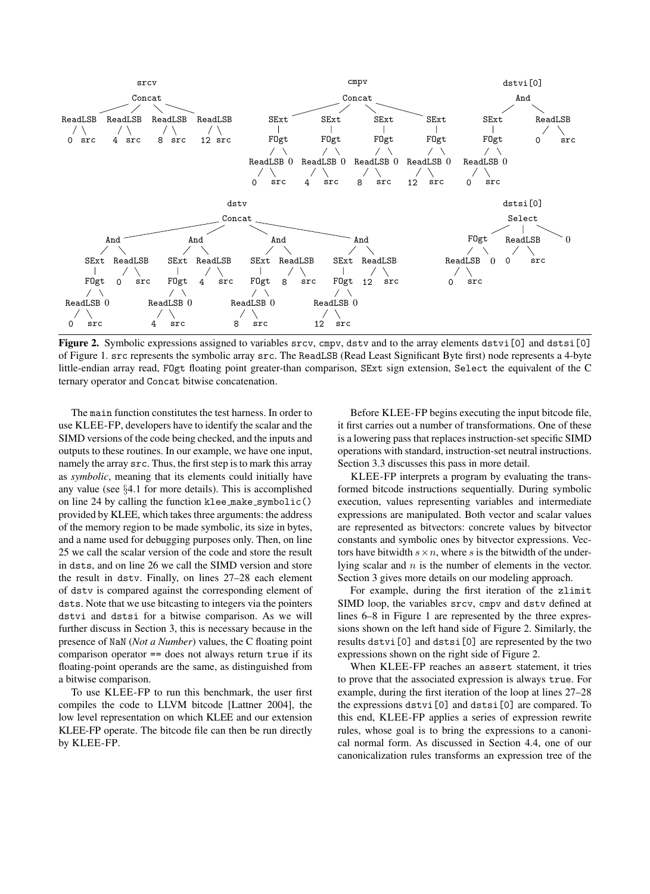**Figure 2.** Symbolic expressions assigned to variables `srcv`, `cmpv`, `dstv` and to the array elements `dstvi[0]` and `dstsi[0]` of Figure 1. `src` represents the symbolic array `src`. The `ReadLSB` (Read Least Significant Byte first) node represents a 4-byte little-endian array read, `FOgt` floating point greater-than comparison, `SExt` sign extension, `Select` the equivalent of the C ternary operator and `Concat` bitwise concatenation.

The `main` function constitutes the test harness. In order to use KLEE-FP, developers have to identify the scalar and the SIMD versions of the code being checked, and the inputs and outputs to these routines. In our example, we have one input, namely the array `src`. Thus, the first step is to mark this array as *symbolic*, meaning that its elements could initially have any value (see §4.1 for more details). This is accomplished on line 24 by calling the function `klee_make_symbolic()` provided by KLEE, which takes three arguments: the address of the memory region to be made symbolic, its size in bytes, and a name used for debugging purposes only. Then, on line 25 we call the scalar version of the code and store the result in `dsts`, and on line 26 we call the SIMD version and store the result in `dstv`. Finally, on lines 27–28 each element of `dstv` is compared against the corresponding element of `dsts`. Note that we use bitcasting to integers via the pointers `dstvi` and `dstsi` for a bitwise comparison. As we will further discuss in Section 3, this is necessary because in the presence of `NaN` (*Not a Number*) values, the C floating point comparison operator `==` does not always return `true` if its floating-point operands are the same, as distinguished from a bitwise comparison.

To use KLEE-FP to run this benchmark, the user first compiles the code to LLVM bitcode [Lattner 2004], the low level representation on which KLEE and our extension KLEE-FP operate. The bitcode file can then be run directly by KLEE-FP.

Before KLEE-FP begins executing the input bitcode file, it first carries out a number of transformations. One of these is a lowering pass that replaces instruction-set specific SIMD operations with standard, instruction-set neutral instructions. Section 3.3 discusses this pass in more detail.

KLEE-FP interprets a program by evaluating the transformed bitcode instructions sequentially. During symbolic execution, values representing variables and intermediate expressions are manipulated. Both vector and scalar values are represented as bitvectors: concrete values by bitvector constants and symbolic ones by bitvector expressions. Vectors have bitwidth $s \times n$, where $s$ is the bitwidth of the underlying scalar and $n$ is the number of elements in the vector. Section 3 gives more details on our modeling approach.

For example, during the first iteration of the `zlimit` SIMD loop, the variables `srcv`, `cmpv` and `dstv` defined at lines 6–8 in Figure 1 are represented by the three expressions shown on the left hand side of Figure 2. Similarly, the results `dstvi[0]` and `dstsi[0]` are represented by the two expressions shown on the right side of Figure 2.

When KLEE-FP reaches an `assert` statement, it tries to prove that the associated expression is always `true`. For example, during the first iteration of the loop at lines 27–28 the expressions `dstvi[0]` and `dstsi[0]` are compared. To this end, KLEE-FP applies a series of expression rewrite rules, whose goal is to bring the expressions to a canonical normal form. As discussed in Section 4.4, one of our canonicalization rules transforms an expression tree of the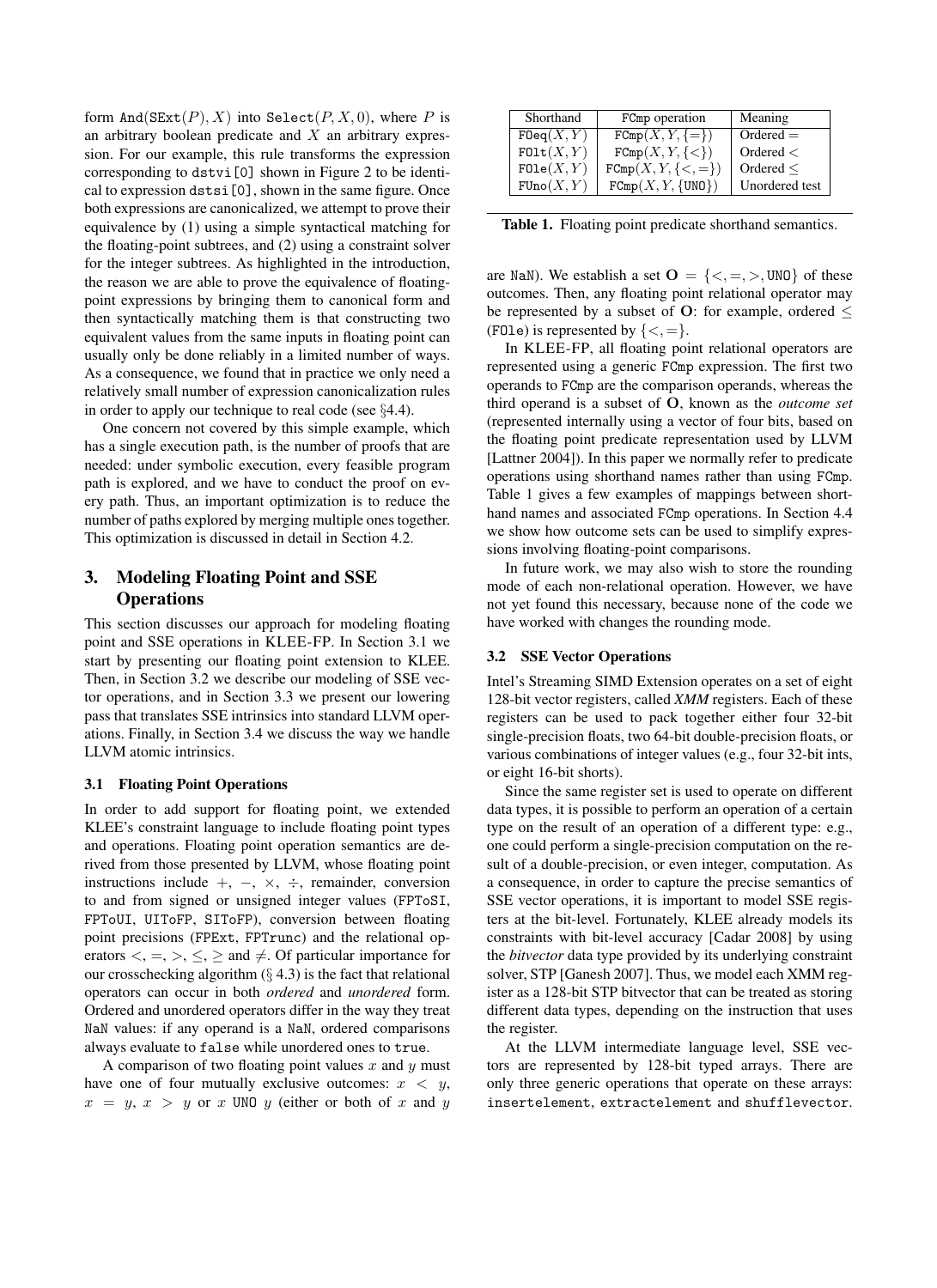form $\mathtt{And}(\mathtt{SExt}(P), X)$ into $\mathtt{Select}(P, X, 0)$, where $P$ is an arbitrary boolean predicate and $X$ an arbitrary expression. For our example, this rule transforms the expression corresponding to `dstvi[0]` shown in Figure 2 to be identical to expression `dstsi[0]`, shown in the same figure. Once both expressions are canonicalized, we attempt to prove their equivalence by (1) using a simple syntactical matching for the floating-point subtrees, and (2) using a constraint solver for the integer subtrees. As highlighted in the introduction, the reason we are able to prove the equivalence of floating-point expressions by bringing them to canonical form and then syntactically matching them is that constructing two equivalent values from the same inputs in floating point can usually only be done reliably in a limited number of ways. As a consequence, we found that in practice we only need a relatively small number of expression canonicalization rules in order to apply our technique to real code (see §4.4).

One concern not covered by this simple example, which has a single execution path, is the number of proofs that are needed: under symbolic execution, every feasible program path is explored, and we have to conduct the proof on every path. Thus, an important optimization is to reduce the number of paths explored by merging multiple ones together. This optimization is discussed in detail in Section 4.2.

## 3. Modeling Floating Point and SSE Operations

This section discusses our approach for modeling floating point and SSE operations in KLEE-FP. In Section 3.1 we start by presenting our floating point extension to KLEE. Then, in Section 3.2 we describe our modeling of SSE vector operations, and in Section 3.3 we present our lowering pass that translates SSE intrinsics into standard LLVM operations. Finally, in Section 3.4 we discuss the way we handle LLVM atomic intrinsics.

### 3.1 Floating Point Operations

In order to add support for floating point, we extended KLEE's constraint language to include floating point types and operations. Floating point operation semantics are derived from those presented by LLVM, whose floating point instructions include $+$, $-$, $\times$, $\div$, remainder, conversion to and from signed or unsigned integer values (FPToSI, FPToUI, UIToFP, SIToFP), conversion between floating point precisions (FPExt, FPTrunc) and the relational operators $<, =, >, \leq, \geq$ and $\neq$. Of particular importance for our crosschecking algorithm (§ 4.3) is the fact that relational operators can occur in both *ordered* and *unordered* form. Ordered and unordered operators differ in the way they treat `NaN` values: if any operand is a `NaN`, ordered comparisons always evaluate to `false` while unordered ones to `true`.

A comparison of two floating point values $x$ and $y$ must have one of four mutually exclusive outcomes: $x < y$, $x = y$, $x > y$ or $x$ UNO $y$ (either or both of $x$ and $y$ are `NaN`). We establish a set $\mathbf{O} = \{<, =, >, \mathtt{UNO}\}$ of these outcomes. Then, any floating point relational operator may be represented by a subset of $\mathbf{O}$: for example, ordered $\leq$ (FOle) is represented by $\{<, =\}$.

| Shorthand | FCmp operation | Meaning |
|---|---|---|
| $\mathtt{FOeq}(X, Y)$ | $\mathtt{FCmp}(X, Y, \{=\})$ | Ordered $=$ |
| $\mathtt{FOlt}(X, Y)$ | $\mathtt{FCmp}(X, Y, \{<\})$ | Ordered $<$ |
| $\mathtt{FOle}(X, Y)$ | $\mathtt{FCmp}(X, Y, \{<, =\})$ | Ordered $\leq$ |
| $\mathtt{FUno}(X, Y)$ | $\mathtt{FCmp}(X, Y, \{\mathtt{UNO}\})$ | Unordered test |

**Table 1.** Floating point predicate shorthand semantics.

In KLEE-FP, all floating point relational operators are represented using a generic `FCmp` expression. The first two operands to `FCmp` are the comparison operands, whereas the third operand is a subset of $\mathbf{O}$, known as the *outcome set* (represented internally using a vector of four bits, based on the floating point predicate representation used by LLVM [Lattner 2004]). In this paper we normally refer to predicate operations using shorthand names rather than using `FCmp`. Table 1 gives a few examples of mappings between shorthand names and associated `FCmp` operations. In Section 4.4 we show how outcome sets can be used to simplify expressions involving floating-point comparisons.

In future work, we may also wish to store the rounding mode of each non-relational operation. However, we have not yet found this necessary, because none of the code we have worked with changes the rounding mode.

### 3.2 SSE Vector Operations

Intel's Streaming SIMD Extension operates on a set of eight 128-bit vector registers, called *XMM* registers. Each of these registers can be used to pack together either four 32-bit single-precision floats, two 64-bit double-precision floats, or various combinations of integer values (e.g., four 32-bit ints, or eight 16-bit shorts).

Since the same register set is used to operate on different data types, it is possible to perform an operation of a certain type on the result of an operation of a different type: e.g., one could perform a single-precision computation on the result of a double-precision, or even integer, computation. As a consequence, in order to capture the precise semantics of SSE vector operations, it is important to model SSE registers at the bit-level. Fortunately, KLEE already models its constraints with bit-level accuracy [Cadar 2008] by using the *bitvector* data type provided by its underlying constraint solver, STP [Ganesh 2007]. Thus, we model each XMM register as a 128-bit STP bitvector that can be treated as storing different data types, depending on the instruction that uses the register.

At the LLVM intermediate language level, SSE vectors are represented by 128-bit typed arrays. There are only three generic operations that operate on these arrays: `insertelement`, `extractelement` and `shufflevector`.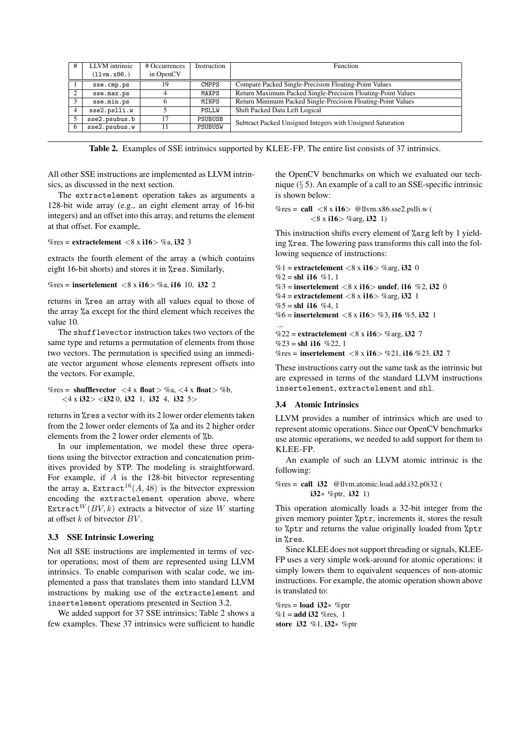| # | LLVM intrinsic (llvm.x86.) | # Occurrences in OpenCV | Instruction | Function |
|---|---|---|---|---|
| 1 | sse.cmp.ps | 19 | CMPPS | Compare Packed Single-Precision Floating-Point Values |
| 2 | sse.max.ps | 4 | MAXPS | Return Maximum Packed Single-Precision Floating-Point Values |
| 3 | sse.min.ps | 6 | MINPS | Return Minimum Packed Single-Precision Floating-Point Values |
| 4 | sse2.pslli.w | 5 | PSLLW | Shift Packed Data Left Logical |
| 5 | sse2.psubus.b | 17 | PSUBUSB | Subtract Packed Unsigned Integers with Unsigned Saturation |
| 6 | sse2.psubus.w | 11 | PSUBUSW | |

**Table 2.** Examples of SSE intrinsics supported by KLEE-FP. The entire list consists of 37 intrinsics.

All other SSE instructions are implemented as LLVM intrinsics, as discussed in the next section.

The extractelement operation takes as arguments a 128-bit wide array (e.g., an eight element array of 16-bit integers) and an offset into this array, and returns the element at that offset. For example,

```
%res = extractelement <8 x i16> %a, i32 3
```

extracts the fourth element of the array a (which contains eight 16-bit shorts) and stores it in %res. Similarly,

```
%res = insertelement <8 x i16> %a, i16 10, i32 2
```

returns in %res an array with all values equal to those of the array %a except for the third element which receives the value 10.

The shufflevector instruction takes two vectors of the same type and returns a permutation of elements from those two vectors. The permutation is specified using an immediate vector argument whose elements represent offsets into the vectors. For example,

```
%res = shufflevector <4 x float> %a, <4 x float> %b,
    <4 x i32> <i32 0, i32 1, i32 4, i32 5>
```

returns in %res a vector with its 2 lower order elements taken from the 2 lower order elements of %a and its 2 higher order elements from the 2 lower order elements of %b.

In our implementation, we model these three operations using the bitvector extraction and concatenation primitives provided by STP. The modeling is straightforward. For example, if $A$ is the 128-bit bitvector representing the array a, $\texttt{Extract}^{16}(A, 48)$ is the bitvector expression encoding the extractelement operation above, where $\texttt{Extract}^{W}(BV, k)$ extracts a bitvector of size $W$ starting at offset $k$ of bitvector $BV$.

### 3.3 SSE Intrinsic Lowering

Not all SSE instructions are implemented in terms of vector operations; most of them are represented using LLVM intrinsics. To enable comparison with scalar code, we implemented a pass that translates them into standard LLVM instructions by making use of the extractelement and insertelement operations presented in Section 3.2.

We added support for 37 SSE intrinsics; Table 2 shows a few examples. These 37 intrinsics were sufficient to handle the OpenCV benchmarks on which we evaluated our technique (§ 5). An example of a call to an SSE-specific intrinsic is shown below:

```
%res = call <8 x i16> @llvm.x86.sse2.pslli.w (
        <8 x i16> %arg, i32 1)
```

This instruction shifts every element of %arg left by 1 yielding %res. The lowering pass transforms this call into the following sequence of instructions:

```
%1 = extractelement <8 x i16> %arg, i32 0
%2 = shl i16 %1, 1
%3 = insertelement <8 x i16> undef, i16 %2, i32 0
%4 = extractelement <8 x i16> %arg, i32 1
%5 = shl i16 %4, 1
%6 = insertelement <8 x i16> %3, i16 %5, i32 1
...
%22 = extractelement <8 x i16> %arg, i32 7
%23 = shl i16 %22, 1
%res = insertelement <8 x i16> %21, i16 %23, i32 7
```

These instructions carry out the same task as the intrinsic but are expressed in terms of the standard LLVM instructions insertelement, extractelement and shl.

### 3.4 Atomic Intrinsics

LLVM provides a number of intrinsics which are used to represent atomic operations. Since our OpenCV benchmarks use atomic operations, we needed to add support for them to KLEE-FP.

An example of such an LLVM atomic intrinsic is the following:

```
%res = call i32 @llvm.atomic.load.add.i32.p0i32 (
        i32* %ptr, i32 1)
```

This operation atomically loads a 32-bit integer from the given memory pointer %ptr, increments it, stores the result to %ptr and returns the value originally loaded from %ptr in %res.

Since KLEE does not support threading or signals, KLEE-FP uses a very simple work-around for atomic operations: it simply lowers them to equivalent sequences of non-atomic instructions. For example, the atomic operation shown above is translated to:

```
%res = load i32* %ptr
%1 = add i32 %res, 1
store i32 %1, i32* %ptr
```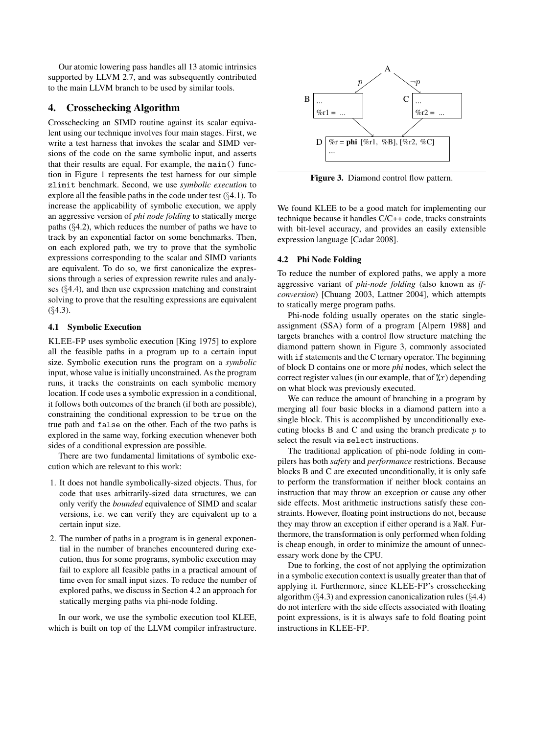Our atomic lowering pass handles all 13 atomic intrinsics supported by LLVM 2.7, and was subsequently contributed to the main LLVM branch to be used by similar tools.

## 4. Crosschecking Algorithm

Crosschecking an SIMD routine against its scalar equivalent using our technique involves four main stages. First, we write a test harness that invokes the scalar and SIMD versions of the code on the same symbolic input, and asserts that their results are equal. For example, the `main()` function in Figure 1 represents the test harness for our simple `zlimit` benchmark. Second, we use *symbolic execution* to explore all the feasible paths in the code under test (§4.1). To increase the applicability of symbolic execution, we apply an aggressive version of *phi node folding* to statically merge paths (§4.2), which reduces the number of paths we have to track by an exponential factor on some benchmarks. Then, on each explored path, we try to prove that the symbolic expressions corresponding to the scalar and SIMD variants are equivalent. To do so, we first canonicalize the expressions through a series of expression rewrite rules and analyses (§4.4), and then use expression matching and constraint solving to prove that the resulting expressions are equivalent (§4.3).

### 4.1 Symbolic Execution

KLEE-FP uses symbolic execution [King 1975] to explore all the feasible paths in a program up to a certain input size. Symbolic execution runs the program on a *symbolic* input, whose value is initially unconstrained. As the program runs, it tracks the constraints on each symbolic memory location. If code uses a symbolic expression in a conditional, it follows both outcomes of the branch (if both are possible), constraining the conditional expression to be `true` on the true path and `false` on the other. Each of the two paths is explored in the same way, forking execution whenever both sides of a conditional expression are possible.

There are two fundamental limitations of symbolic execution which are relevant to this work:

1. It does not handle symbolically-sized objects. Thus, for code that uses arbitrarily-sized data structures, we can only verify the *bounded* equivalence of SIMD and scalar versions, i.e. we can verify they are equivalent up to a certain input size.
2. The number of paths in a program is in general exponential in the number of branches encountered during execution, thus for some programs, symbolic execution may fail to explore all feasible paths in a practical amount of time even for small input sizes. To reduce the number of explored paths, we discuss in Section 4.2 an approach for statically merging paths via phi-node folding.

In our work, we use the symbolic execution tool KLEE, which is built on top of the LLVM compiler infrastructure.

```
                 A
           p  /     \  ¬p
             v       v
   B [ ...        ]   C [ ...        ]
     [ %r1 = ...  ]     [ %r2 = ...  ]
              \        /
               v      v
   D [ %r = phi [%r1, %B], [%r2, %C] ]
     [ ...                            ]
```

**Figure 3.** Diamond control flow pattern.

We found KLEE to be a good match for implementing our technique because it handles C/C++ code, tracks constraints with bit-level accuracy, and provides an easily extensible expression language [Cadar 2008].

### 4.2 Phi Node Folding

To reduce the number of explored paths, we apply a more aggressive variant of *phi-node folding* (also known as *if-conversion*) [Chuang 2003, Lattner 2004], which attempts to statically merge program paths.

Phi-node folding usually operates on the static single-assignment (SSA) form of a program [Alpern 1988] and targets branches with a control flow structure matching the diamond pattern shown in Figure 3, commonly associated with `if` statements and the C ternary operator. The beginning of block D contains one or more *phi* nodes, which select the correct register values (in our example, that of `%r`) depending on what block was previously executed.

We can reduce the amount of branching in a program by merging all four basic blocks in a diamond pattern into a single block. This is accomplished by unconditionally executing blocks B and C and using the branch predicate $p$ to select the result via `select` instructions.

The traditional application of phi-node folding in compilers has both *safety* and *performance* restrictions. Because blocks B and C are executed unconditionally, it is only safe to perform the transformation if neither block contains an instruction that may throw an exception or cause any other side effects. Most arithmetic instructions satisfy these constraints. However, floating point instructions do not, because they may throw an exception if either operand is a `NaN`. Furthermore, the transformation is only performed when folding is cheap enough, in order to minimize the amount of unnecessary work done by the CPU.

Due to forking, the cost of not applying the optimization in a symbolic execution context is usually greater than that of applying it. Furthermore, since KLEE-FP's crosschecking algorithm (§4.3) and expression canonicalization rules (§4.4) do not interfere with the side effects associated with floating point expressions, is it is always safe to fold floating point instructions in KLEE-FP.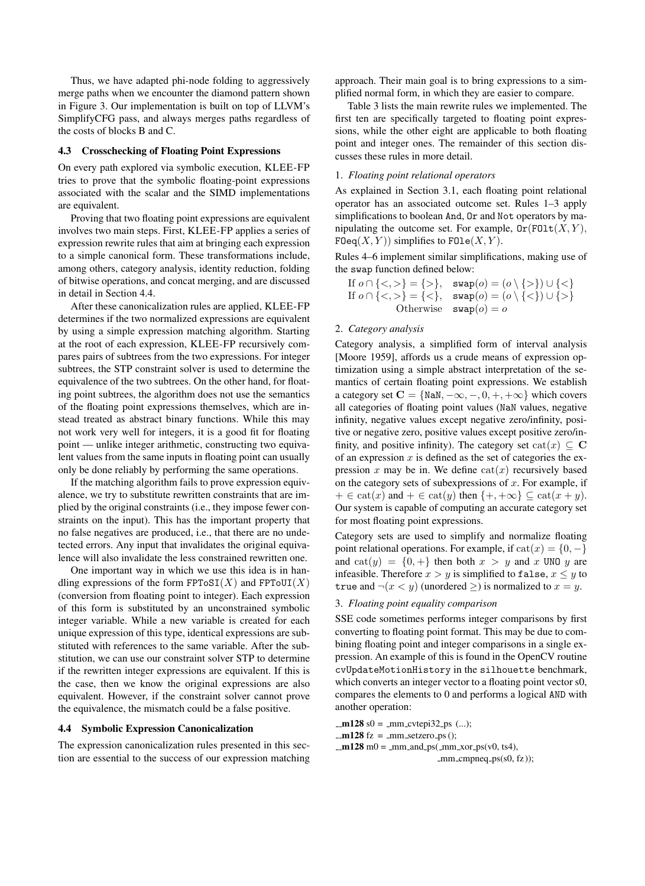Thus, we have adapted phi-node folding to aggressively merge paths when we encounter the diamond pattern shown in Figure 3. Our implementation is built on top of LLVM's SimplifyCFG pass, and always merges paths regardless of the costs of blocks B and C.

### 4.3 Crosschecking of Floating Point Expressions

On every path explored via symbolic execution, KLEE-FP tries to prove that the symbolic floating-point expressions associated with the scalar and the SIMD implementations are equivalent.

Proving that two floating point expressions are equivalent involves two main steps. First, KLEE-FP applies a series of expression rewrite rules that aim at bringing each expression to a simple canonical form. These transformations include, among others, category analysis, identity reduction, folding of bitwise operations, and concat merging, and are discussed in detail in Section 4.4.

After these canonicalization rules are applied, KLEE-FP determines if the two normalized expressions are equivalent by using a simple expression matching algorithm. Starting at the root of each expression, KLEE-FP recursively compares pairs of subtrees from the two expressions. For integer subtrees, the STP constraint solver is used to determine the equivalence of the two subtrees. On the other hand, for floating point subtrees, the algorithm does not use the semantics of the floating point expressions themselves, which are instead treated as abstract binary functions. While this may not work very well for integers, it is a good fit for floating point — unlike integer arithmetic, constructing two equivalent values from the same inputs in floating point can usually only be done reliably by performing the same operations.

If the matching algorithm fails to prove expression equivalence, we try to substitute rewritten constraints that are implied by the original constraints (i.e., they impose fewer constraints on the input). This has the important property that no false negatives are produced, i.e., that there are no undetected errors. Any input that invalidates the original equivalence will also invalidate the less constrained rewritten one.

One important way in which we use this idea is in handling expressions of the form $\texttt{FPToSI}(X)$ and $\texttt{FPToUI}(X)$ (conversion from floating point to integer). Each expression of this form is substituted by an unconstrained symbolic integer variable. While a new variable is created for each unique expression of this type, identical expressions are substituted with references to the same variable. After the substitution, we can use our constraint solver STP to determine if the rewritten integer expressions are equivalent. If this is the case, then we know the original expressions are also equivalent. However, if the constraint solver cannot prove the equivalence, the mismatch could be a false positive.

### 4.4 Symbolic Expression Canonicalization

The expression canonicalization rules presented in this section are essential to the success of our expression matching approach. Their main goal is to bring expressions to a simplified normal form, in which they are easier to compare.

Table 3 lists the main rewrite rules we implemented. The first ten are specifically targeted to floating point expressions, while the other eight are applicable to both floating point and integer ones. The remainder of this section discusses these rules in more detail.

1. *Floating point relational operators*

As explained in Section 3.1, each floating point relational operator has an associated outcome set. Rules 1–3 apply simplifications to boolean `And`, `Or` and `Not` operators by manipulating the outcome set. For example, $\texttt{Or}(\texttt{FOlt}(X,Y), \texttt{FOeq}(X,Y))$ simplifies to $\texttt{FOle}(X,Y)$.

Rules 4–6 implement similar simplifications, making use of the `swap` function defined below:

$$\begin{array}{ll} \text{If } o \cap \{<,>\} = \{>\}, & \texttt{swap}(o) = (o \setminus \{>\}) \cup \{<\} \\ \text{If } o \cap \{<,>\} = \{<\}, & \texttt{swap}(o) = (o \setminus \{<\}) \cup \{>\} \\ \quad\quad\quad\quad \text{Otherwise} & \texttt{swap}(o) = o \end{array}$$

2. *Category analysis*

Category analysis, a simplified form of interval analysis [Moore 1959], affords us a crude means of expression optimization using a simple abstract interpretation of the semantics of certain floating point expressions. We establish a category set $\mathbf{C} = \{\texttt{NaN}, -\infty, -, 0, +, +\infty\}$ which covers all categories of floating point values (`NaN` values, negative infinity, negative values except negative zero/infinity, positive or negative zero, positive values except positive zero/infinity, and positive infinity). The category set $\text{cat}(x) \subseteq \mathbf{C}$ of an expression $x$ is defined as the set of categories the expression $x$ may be in. We define $\text{cat}(x)$ recursively based on the category sets of subexpressions of $x$. For example, if $+ \in \text{cat}(x)$ and $+ \in \text{cat}(y)$ then $\{+, +\infty\} \subseteq \text{cat}(x+y)$. Our system is capable of computing an accurate category set for most floating point expressions.

Category sets are used to simplify and normalize floating point relational operators. For example, if $\text{cat}(x) = \{0, -\}$ and $\text{cat}(y) = \{0, +\}$ then both $x > y$ and $x$ UNO $y$ are infeasible. Therefore $x > y$ is simplified to `false`, $x \leq y$ to `true` and $\neg(x < y)$ (unordered $\geq$) is normalized to $x = y$.

3. *Floating point equality comparison*

SSE code sometimes performs integer comparisons by first converting to floating point format. This may be due to combining floating point and integer comparisons in a single expression. An example of this is found in the OpenCV routine `cvUpdateMotionHistory` in the `silhouette` benchmark, which converts an integer vector to a floating point vector s0, compares the elements to 0 and performs a logical `AND` with another operation:

```
__m128 s0 = _mm_cvtepi32_ps (...);
__m128 fz = _mm_setzero_ps ();
__m128 m0 = _mm_and_ps(_mm_xor_ps(v0, ts4),
                       _mm_cmpneq_ps(s0, fz));
```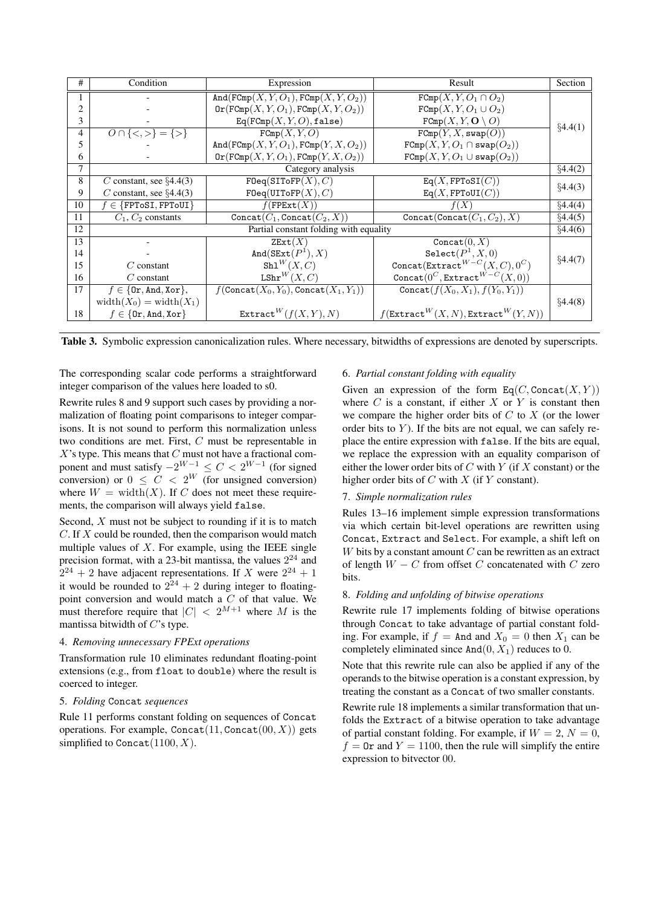| # | Condition | Expression | Result | Section |
|---|---|---|---|---|
| 1 | - | $\texttt{And}(\texttt{FCmp}(X, Y, O_1), \texttt{FCmp}(X, Y, O_2))$ | $\texttt{FCmp}(X, Y, O_1 \cap O_2)$ | §4.4(1) |
| 2 | - | $\texttt{Or}(\texttt{FCmp}(X, Y, O_1), \texttt{FCmp}(X, Y, O_2))$ | $\texttt{FCmp}(X, Y, O_1 \cup O_2)$ | |
| 3 | - | $\texttt{Eq}(\texttt{FCmp}(X, Y, O), \texttt{false})$ | $\texttt{FCmp}(X, Y, \mathbf{O} \setminus O)$ | |
| 4 | $O \cap \{<, >\} = \{>\}$ | $\texttt{FCmp}(X, Y, O)$ | $\texttt{FCmp}(Y, X, \texttt{swap}(O))$ | |
| 5 | - | $\texttt{And}(\texttt{FCmp}(X, Y, O_1), \texttt{FCmp}(Y, X, O_2))$ | $\texttt{FCmp}(X, Y, O_1 \cap \texttt{swap}(O_2))$ | |
| 6 | - | $\texttt{Or}(\texttt{FCmp}(X, Y, O_1), \texttt{FCmp}(Y, X, O_2))$ | $\texttt{FCmp}(X, Y, O_1 \cup \texttt{swap}(O_2))$ | |
| 7 | Category analysis | | | §4.4(2) |
| 8 | $C$ constant, see §4.4(3) | $\texttt{FOeq}(\texttt{SIToFP}(X), C)$ | $\texttt{Eq}(X, \texttt{FPToSI}(C))$ | §4.4(3) |
| 9 | $C$ constant, see §4.4(3) | $\texttt{FOeq}(\texttt{UIToFP}(X), C)$ | $\texttt{Eq}(X, \texttt{FPToUI}(C))$ | |
| 10 | $f \in \{\texttt{FPToSI}, \texttt{FPToUI}\}$ | $f(\texttt{FPExt}(X))$ | $f(X)$ | §4.4(4) |
| 11 | $C_1, C_2$ constants | $\texttt{Concat}(C_1, \texttt{Concat}(C_2, X))$ | $\texttt{Concat}(\texttt{Concat}(C_1, C_2), X)$ | §4.4(5) |
| 12 | Partial constant folding with equality | | | §4.4(6) |
| 13 | - | $\texttt{ZExt}(X)$ | $\texttt{Concat}(0, X)$ | §4.4(7) |
| 14 | - | $\texttt{And}(\texttt{SExt}(P^1), X)$ | $\texttt{Select}(P^1, X, 0)$ | |
| 15 | $C$ constant | $\texttt{Shl}^W(X, C)$ | $\texttt{Concat}(\texttt{Extract}^{W-C}(X, C), 0^C)$ | |
| 16 | $C$ constant | $\texttt{LShr}^W(X, C)$ | $\texttt{Concat}(0^C, \texttt{Extract}^{W-C}(X, 0))$ | |
| 17 | $f \in \{\texttt{Or}, \texttt{And}, \texttt{Xor}\}$, $\text{width}(X_0) = \text{width}(X_1)$ | $f(\texttt{Concat}(X_0, Y_0), \texttt{Concat}(X_1, Y_1))$ | $\texttt{Concat}(f(X_0, X_1), f(Y_0, Y_1))$ | §4.4(8) |
| 18 | $f \in \{\texttt{Or}, \texttt{And}, \texttt{Xor}\}$ | $\texttt{Extract}^W(f(X, Y), N)$ | $f(\texttt{Extract}^W(X, N), \texttt{Extract}^W(Y, N))$ | |

**Table 3.** Symbolic expression canonicalization rules. Where necessary, bitwidths of expressions are denoted by superscripts.

The corresponding scalar code performs a straightforward integer comparison of the values here loaded to s0.

Rewrite rules 8 and 9 support such cases by providing a normalization of floating point comparisons to integer comparisons. It is not sound to perform this normalization unless two conditions are met. First, $C$ must be representable in $X$'s type. This means that $C$ must not have a fractional component and must satisfy $-2^{W-1} \leq C < 2^{W-1}$ (for signed conversion) or $0 \leq C < 2^W$ (for unsigned conversion) where $W = \text{width}(X)$. If $C$ does not meet these requirements, the comparison will always yield `false`.

Second, $X$ must not be subject to rounding if it is to match $C$. If $X$ could be rounded, then the comparison would match multiple values of $X$. For example, using the IEEE single precision format, with a 23-bit mantissa, the values $2^{24}$ and $2^{24} + 2$ have adjacent representations. If $X$ were $2^{24} + 1$ it would be rounded to $2^{24} + 2$ during integer to floating-point conversion and would match a $C$ of that value. We must therefore require that $|C| < 2^{M+1}$ where $M$ is the mantissa bitwidth of $C$'s type.

4. *Removing unnecessary FPExt operations*

Transformation rule 10 eliminates redundant floating-point extensions (e.g., from `float` to `double`) where the result is coerced to integer.

5. *Folding* `Concat` *sequences*

Rule 11 performs constant folding on sequences of `Concat` operations. For example, $\texttt{Concat}(11, \texttt{Concat}(00, X))$ gets simplified to $\texttt{Concat}(1100, X)$.

6. *Partial constant folding with equality*

Given an expression of the form $\texttt{Eq}(C, \texttt{Concat}(X, Y))$ where $C$ is a constant, if either $X$ or $Y$ is constant then we compare the higher order bits of $C$ to $X$ (or the lower order bits to $Y$). If the bits are not equal, we can safely replace the entire expression with `false`. If the bits are equal, we replace the expression with an equality comparison of either the lower order bits of $C$ with $Y$ (if $X$ constant) or the higher order bits of $C$ with $X$ (if $Y$ constant).

7. *Simple normalization rules*

Rules 13–16 implement simple expression transformations via which certain bit-level operations are rewritten using `Concat`, `Extract` and `Select`. For example, a shift left on $W$ bits by a constant amount $C$ can be rewritten as an extract of length $W - C$ from offset $C$ concatenated with $C$ zero bits.

8. *Folding and unfolding of bitwise operations*

Rewrite rule 17 implements folding of bitwise operations through `Concat` to take advantage of partial constant folding. For example, if $f = \texttt{And}$ and $X_0 = 0$ then $X_1$ can be completely eliminated since $\texttt{And}(0, X_1)$ reduces to 0.

Note that this rewrite rule can also be applied if any of the operands to the bitwise operation is a constant expression, by treating the constant as a `Concat` of two smaller constants.

Rewrite rule 18 implements a similar transformation that unfolds the `Extract` of a bitwise operation to take advantage of partial constant folding. For example, if $W = 2$, $N = 0$, $f = \texttt{Or}$ and $Y = 1100$, then the rule will simplify the entire expression to bitvector 00.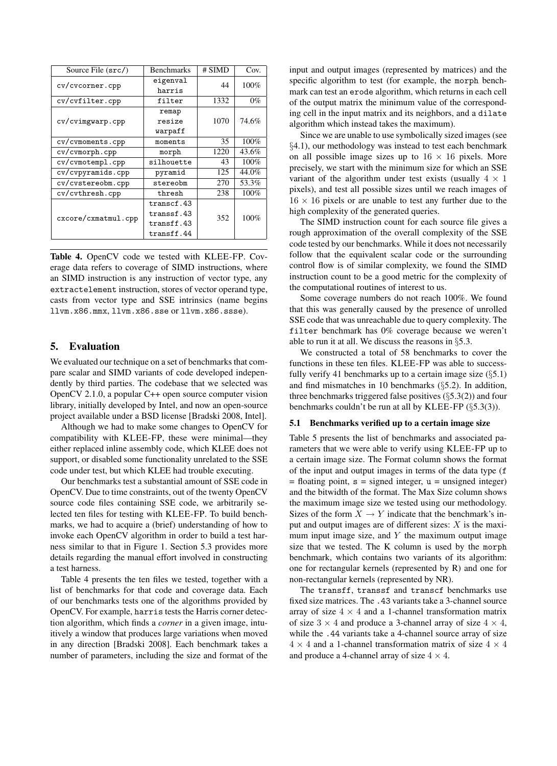| Source File (`src/`) | Benchmarks | # SIMD | Cov. |
|---|---|---|---|
| `cv/cvcorner.cpp` | `eigenval` `harris` | 44 | 100% |
| `cv/cvfilter.cpp` | `filter` | 1332 | 0% |
| `cv/cvimgwarp.cpp` | `remap` `resize` `warpaff` | 1070 | 74.6% |
| `cv/cvmoments.cpp` | `moments` | 35 | 100% |
| `cv/cvmorph.cpp` | `morph` | 1220 | 43.6% |
| `cv/cvmotempl.cpp` | `silhouette` | 43 | 100% |
| `cv/cvpyramids.cpp` | `pyramid` | 125 | 44.0% |
| `cv/cvstereobm.cpp` | `stereobm` | 270 | 53.3% |
| `cv/cvthresh.cpp` | `thresh` | 238 | 100% |
| `cxcore/cxmatmul.cpp` | `transcf.43` `transsf.43` `transff.43` `transff.44` | 352 | 100% |

**Table 4.** OpenCV code we tested with KLEE-FP. Coverage data refers to coverage of SIMD instructions, where an SIMD instruction is any instruction of vector type, any `extractelement` instruction, stores of vector operand type, casts from vector type and SSE intrinsics (name begins `llvm.x86.mmx`, `llvm.x86.sse` or `llvm.x86.ssse`).

## 5. Evaluation

We evaluated our technique on a set of benchmarks that compare scalar and SIMD variants of code developed independently by third parties. The codebase that we selected was OpenCV 2.1.0, a popular C++ open source computer vision library, initially developed by Intel, and now an open-source project available under a BSD license [Bradski 2008, Intel].

Although we had to make some changes to OpenCV for compatibility with KLEE-FP, these were minimal—they either replaced inline assembly code, which KLEE does not support, or disabled some functionality unrelated to the SSE code under test, but which KLEE had trouble executing.

Our benchmarks test a substantial amount of SSE code in OpenCV. Due to time constraints, out of the twenty OpenCV source code files containing SSE code, we arbitrarily selected ten files for testing with KLEE-FP. To build benchmarks, we had to acquire a (brief) understanding of how to invoke each OpenCV algorithm in order to build a test harness similar to that in Figure 1. Section 5.3 provides more details regarding the manual effort involved in constructing a test harness.

Table 4 presents the ten files we tested, together with a list of benchmarks for that code and coverage data. Each of our benchmarks tests one of the algorithms provided by OpenCV. For example, `harris` tests the Harris corner detection algorithm, which finds a *corner* in a given image, intuitively a window that produces large variations when moved in any direction [Bradski 2008]. Each benchmark takes a number of parameters, including the size and format of the input and output images (represented by matrices) and the specific algorithm to test (for example, the `morph` benchmark can test an `erode` algorithm, which returns in each cell of the output matrix the minimum value of the corresponding cell in the input matrix and its neighbors, and a `dilate` algorithm which instead takes the maximum).

Since we are unable to use symbolically sized images (see §4.1), our methodology was instead to test each benchmark on all possible image sizes up to $16 \times 16$ pixels. More precisely, we start with the minimum size for which an SSE variant of the algorithm under test exists (usually $4 \times 1$ pixels), and test all possible sizes until we reach images of $16 \times 16$ pixels or are unable to test any further due to the high complexity of the generated queries.

The SIMD instruction count for each source file gives a rough approximation of the overall complexity of the SSE code tested by our benchmarks. While it does not necessarily follow that the equivalent scalar code or the surrounding control flow is of similar complexity, we found the SIMD instruction count to be a good metric for the complexity of the computational routines of interest to us.

Some coverage numbers do not reach 100%. We found that this was generally caused by the presence of unrolled SSE code that was unreachable due to query complexity. The `filter` benchmark has 0% coverage because we weren't able to run it at all. We discuss the reasons in §5.3.

We constructed a total of 58 benchmarks to cover the functions in these ten files. KLEE-FP was able to successfully verify 41 benchmarks up to a certain image size (§5.1) and find mismatches in 10 benchmarks (§5.2). In addition, three benchmarks triggered false positives (§5.3(2)) and four benchmarks couldn't be run at all by KLEE-FP (§5.3(3)).

### 5.1 Benchmarks verified up to a certain image size

Table 5 presents the list of benchmarks and associated parameters that we were able to verify using KLEE-FP up to a certain image size. The Format column shows the format of the input and output images in terms of the data type (`f` = floating point, `s` = signed integer, `u` = unsigned integer) and the bitwidth of the format. The Max Size column shows the maximum image size we tested using our methodology. Sizes of the form $X \to Y$ indicate that the benchmark's input and output images are of different sizes: $X$ is the maximum input image size, and $Y$ the maximum output image size that we tested. The K column is used by the `morph` benchmark, which contains two variants of its algorithm: one for rectangular kernels (represented by R) and one for non-rectangular kernels (represented by NR).

The `transff`, `transsf` and `transcf` benchmarks use fixed size matrices. The `.43` variants take a 3-channel source array of size $4 \times 4$ and a 1-channel transformation matrix of size $3 \times 4$ and produce a 3-channel array of size $4 \times 4$, while the `.44` variants take a 4-channel source array of size $4 \times 4$ and a 1-channel transformation matrix of size $4 \times 4$ and produce a 4-channel array of size $4 \times 4$.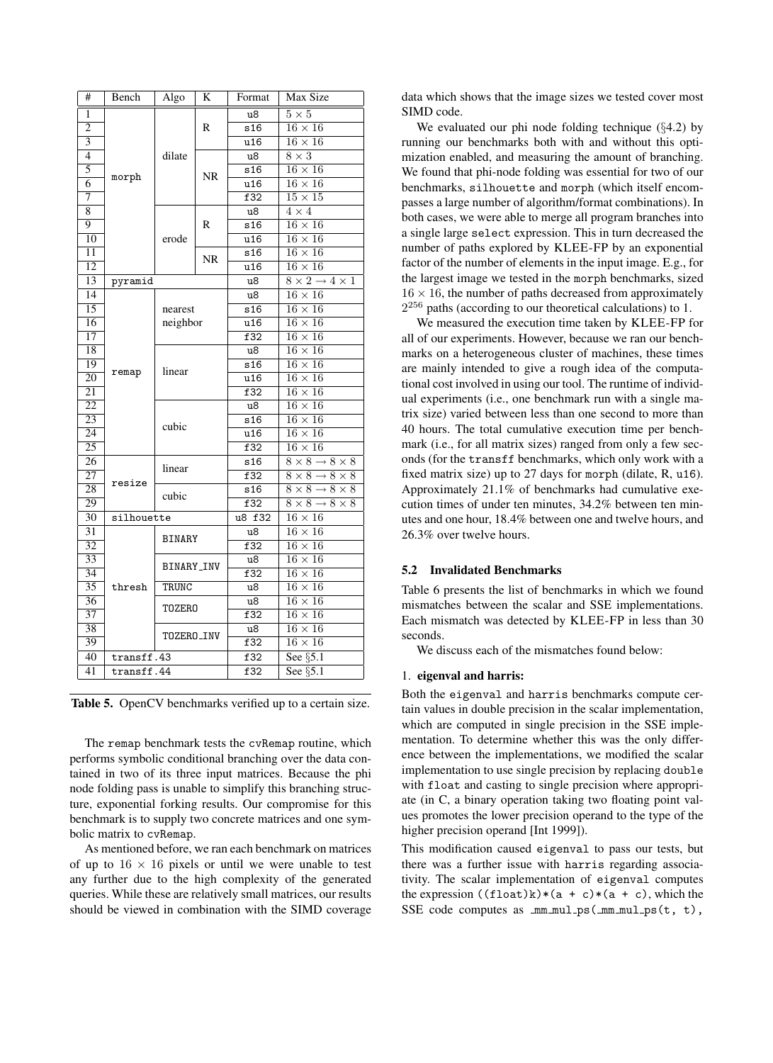| # | Bench | Algo | K | Format | Max Size |
|---|---|---|---|---|---|
| 1 | morph | dilate | R | u8 | $5 \times 5$ |
| 2 | | | | s16 | $16 \times 16$ |
| 3 | | | | u16 | $16 \times 16$ |
| 4 | | | NR | u8 | $8 \times 3$ |
| 5 | | | | s16 | $16 \times 16$ |
| 6 | | | | u16 | $16 \times 16$ |
| 7 | | | | f32 | $15 \times 15$ |
| 8 | | erode | R | u8 | $4 \times 4$ |
| 9 | | | | s16 | $16 \times 16$ |
| 10 | | | | u16 | $16 \times 16$ |
| 11 | | | NR | s16 | $16 \times 16$ |
| 12 | | | | u16 | $16 \times 16$ |
| 13 | pyramid | | | u8 | $8 \times 2 \rightarrow 4 \times 1$ |
| 14 | remap | nearest neighbor | | u8 | $16 \times 16$ |
| 15 | | | | s16 | $16 \times 16$ |
| 16 | | | | u16 | $16 \times 16$ |
| 17 | | | | f32 | $16 \times 16$ |
| 18 | | linear | | u8 | $16 \times 16$ |
| 19 | | | | s16 | $16 \times 16$ |
| 20 | | | | u16 | $16 \times 16$ |
| 21 | | | | f32 | $16 \times 16$ |
| 22 | | cubic | | u8 | $16 \times 16$ |
| 23 | | | | s16 | $16 \times 16$ |
| 24 | | | | u16 | $16 \times 16$ |
| 25 | | | | f32 | $16 \times 16$ |
| 26 | resize | linear | | s16 | $8 \times 8 \rightarrow 8 \times 8$ |
| 27 | | | | f32 | $8 \times 8 \rightarrow 8 \times 8$ |
| 28 | | cubic | | s16 | $8 \times 8 \rightarrow 8 \times 8$ |
| 29 | | | | f32 | $8 \times 8 \rightarrow 8 \times 8$ |
| 30 | silhouette | | | u8 f32 | $16 \times 16$ |
| 31 | thresh | BINARY | | u8 | $16 \times 16$ |
| 32 | | | | f32 | $16 \times 16$ |
| 33 | | BINARY_INV | | u8 | $16 \times 16$ |
| 34 | | | | f32 | $16 \times 16$ |
| 35 | | TRUNC | | u8 | $16 \times 16$ |
| 36 | | TOZERO | | u8 | $16 \times 16$ |
| 37 | | | | f32 | $16 \times 16$ |
| 38 | | TOZERO_INV | | u8 | $16 \times 16$ |
| 39 | | | | f32 | $16 \times 16$ |
| 40 | transff.43 | | | f32 | See §5.1 |
| 41 | transff.44 | | | f32 | See §5.1 |

**Table 5.** OpenCV benchmarks verified up to a certain size.

The remap benchmark tests the cvRemap routine, which performs symbolic conditional branching over the data contained in two of its three input matrices. Because the phi node folding pass is unable to simplify this branching structure, exponential forking results. Our compromise for this benchmark is to supply two concrete matrices and one symbolic matrix to cvRemap.

As mentioned before, we ran each benchmark on matrices of up to $16 \times 16$ pixels or until we were unable to test any further due to the high complexity of the generated queries. While these are relatively small matrices, our results should be viewed in combination with the SIMD coverage data which shows that the image sizes we tested cover most SIMD code.

We evaluated our phi node folding technique (§4.2) by running our benchmarks both with and without this optimization enabled, and measuring the amount of branching. We found that phi-node folding was essential for two of our benchmarks, silhouette and morph (which itself encompasses a large number of algorithm/format combinations). In both cases, we were able to merge all program branches into a single large select expression. This in turn decreased the number of paths explored by KLEE-FP by an exponential factor of the number of elements in the input image. E.g., for the largest image we tested in the morph benchmarks, sized $16 \times 16$, the number of paths decreased from approximately $2^{256}$ paths (according to our theoretical calculations) to 1.

We measured the execution time taken by KLEE-FP for all of our experiments. However, because we ran our benchmarks on a heterogeneous cluster of machines, these times are mainly intended to give a rough idea of the computational cost involved in using our tool. The runtime of individual experiments (i.e., one benchmark run with a single matrix size) varied between less than one second to more than 40 hours. The total cumulative execution time per benchmark (i.e., for all matrix sizes) ranged from only a few seconds (for the transff benchmarks, which only work with a fixed matrix size) up to 27 days for morph (dilate, R, u16). Approximately 21.1% of benchmarks had cumulative execution times of under ten minutes, 34.2% between ten minutes and one hour, 18.4% between one and twelve hours, and 26.3% over twelve hours.

### 5.2 Invalidated Benchmarks

Table 6 presents the list of benchmarks in which we found mismatches between the scalar and SSE implementations. Each mismatch was detected by KLEE-FP in less than 30 seconds.

We discuss each of the mismatches found below:

1. **eigenval and harris:**

Both the eigenval and harris benchmarks compute certain values in double precision in the scalar implementation, which are computed in single precision in the SSE implementation. To determine whether this was the only difference between the implementations, we modified the scalar implementation to use single precision by replacing double with float and casting to single precision where appropriate (in C, a binary operation taking two floating point values promotes the lower precision operand to the type of the higher precision operand [Int 1999]).

This modification caused eigenval to pass our tests, but there was a further issue with harris regarding associativity. The scalar implementation of eigenval computes the expression ((float)k)*(a + c)*(a + c), which the SSE code computes as _mm_mul_ps(_mm_mul_ps(t, t),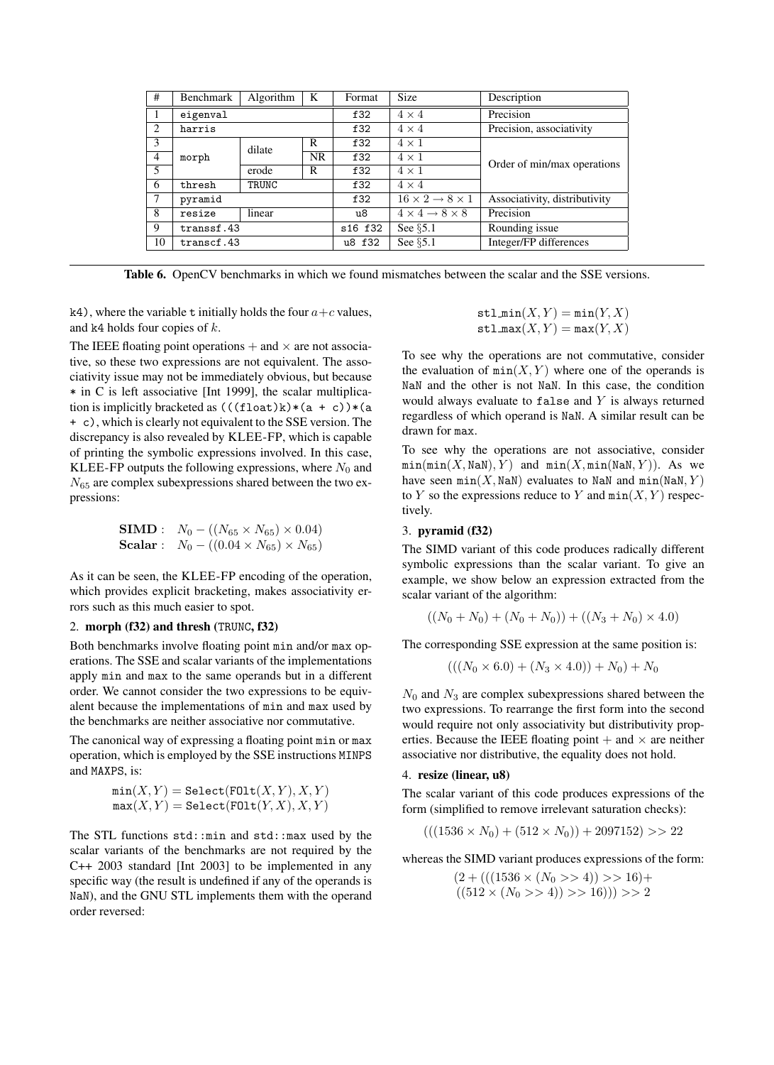| # | Benchmark | Algorithm | K | Format | Size | Description |
|---|---|---|---|---|---|---|
| 1 | eigenval | | | f32 | $4 \times 4$ | Precision |
| 2 | harris | | | f32 | $4 \times 4$ | Precision, associativity |
| 3 | morph | dilate | R | f32 | $4 \times 1$ | Order of min/max operations |
| 4 | | | NR | f32 | $4 \times 1$ | |
| 5 | | erode | R | f32 | $4 \times 1$ | |
| 6 | thresh | TRUNC | | f32 | $4 \times 4$ | |
| 7 | pyramid | | | f32 | $16 \times 2 \rightarrow 8 \times 1$ | Associativity, distributivity |
| 8 | resize | linear | | u8 | $4 \times 4 \rightarrow 8 \times 8$ | Precision |
| 9 | transsf.43 | | | s16 f32 | See §5.1 | Rounding issue |
| 10 | transcf.43 | | | u8 f32 | See §5.1 | Integer/FP differences |

**Table 6.** OpenCV benchmarks in which we found mismatches between the scalar and the SSE versions.

k4), where the variable t initially holds the four $a+c$ values, and k4 holds four copies of $k$.

The IEEE floating point operations $+$ and $\times$ are not associative, so these two expressions are not equivalent. The associativity issue may not be immediately obvious, but because * in C is left associative [Int 1999], the scalar multiplication is implicitly bracketed as (((float)k)*(a + c))*(a + c), which is clearly not equivalent to the SSE version. The discrepancy is also revealed by KLEE-FP, which is capable of printing the symbolic expressions involved. In this case, KLEE-FP outputs the following expressions, where $N_0$ and $N_{65}$ are complex subexpressions shared between the two expressions:

$$\textbf{SIMD}: \quad N_0 - ((N_{65} \times N_{65}) \times 0.04)$$
$$\textbf{Scalar}: \quad N_0 - ((0.04 \times N_{65}) \times N_{65})$$

As it can be seen, the KLEE-FP encoding of the operation, which provides explicit bracketing, makes associativity errors such as this much easier to spot.

2. **morph (f32) and thresh (TRUNC, f32)**

Both benchmarks involve floating point min and/or max operations. The SSE and scalar variants of the implementations apply min and max to the same operands but in a different order. We cannot consider the two expressions to be equivalent because the implementations of min and max used by the benchmarks are neither associative nor commutative.

The canonical way of expressing a floating point min or max operation, which is employed by the SSE instructions MINPS and MAXPS, is:

$$\texttt{min}(X, Y) = \texttt{Select}(\texttt{FOlt}(X, Y), X, Y)$$
$$\texttt{max}(X, Y) = \texttt{Select}(\texttt{FOlt}(Y, X), X, Y)$$

The STL functions std::min and std::max used by the scalar variants of the benchmarks are not required by the C++ 2003 standard [Int 2003] to be implemented in any specific way (the result is undefined if any of the operands is NaN), and the GNU STL implements them with the operand order reversed:

$$\texttt{stl\_min}(X, Y) = \texttt{min}(Y, X)$$
$$\texttt{stl\_max}(X, Y) = \texttt{max}(Y, X)$$

To see why the operations are not commutative, consider the evaluation of $\texttt{min}(X, Y)$ where one of the operands is NaN and the other is not NaN. In this case, the condition would always evaluate to false and $Y$ is always returned regardless of which operand is NaN. A similar result can be drawn for max.

To see why the operations are not associative, consider $\texttt{min}(\texttt{min}(X, \texttt{NaN}), Y)$ and $\texttt{min}(X, \texttt{min}(\texttt{NaN}, Y))$. As we have seen $\texttt{min}(X, \texttt{NaN})$ evaluates to NaN and $\texttt{min}(\texttt{NaN}, Y)$ to $Y$ so the expressions reduce to $Y$ and $\texttt{min}(X, Y)$ respectively.

3. **pyramid (f32)**

The SIMD variant of this code produces radically different symbolic expressions than the scalar variant. To give an example, we show below an expression extracted from the scalar variant of the algorithm:

$$((N_0 + N_0) + (N_0 + N_0)) + ((N_3 + N_0) \times 4.0)$$

The corresponding SSE expression at the same position is:

$$(((N_0 \times 6.0) + (N_3 \times 4.0)) + N_0) + N_0$$

$N_0$ and $N_3$ are complex subexpressions shared between the two expressions. To rearrange the first form into the second would require not only associativity but distributivity properties. Because the IEEE floating point $+$ and $\times$ are neither associative nor distributive, the equality does not hold.

4. **resize (linear, u8)**

The scalar variant of this code produces expressions of the form (simplified to remove irrelevant saturation checks):

$$(((1536 \times N_0) + (512 \times N_0)) + 2097152) >> 22$$

whereas the SIMD variant produces expressions of the form:

$$(2 + (((1536 \times (N_0 >> 4)) >> 16) + ((512 \times (N_0 >> 4)) >> 16))) >> 2$$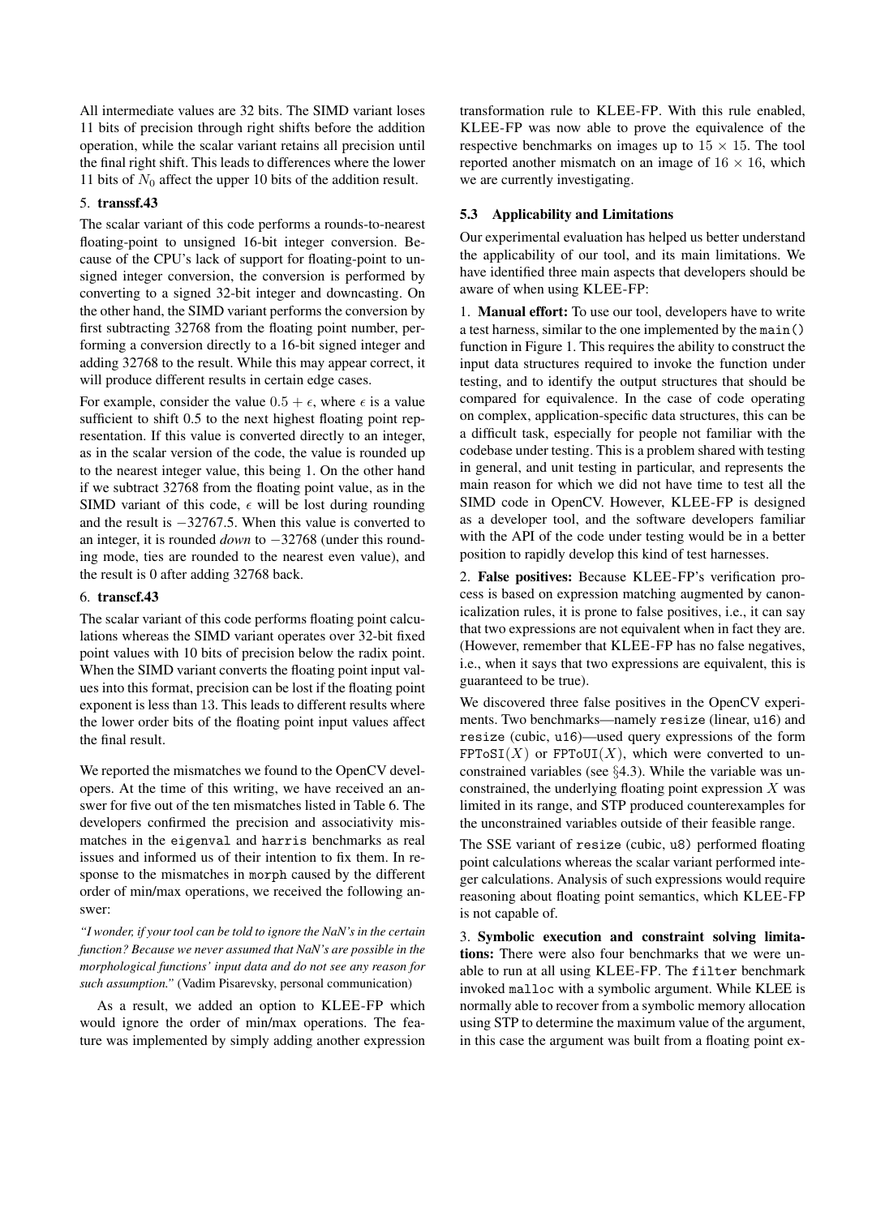All intermediate values are 32 bits. The SIMD variant loses 11 bits of precision through right shifts before the addition operation, while the scalar variant retains all precision until the final right shift. This leads to differences where the lower 11 bits of $N_0$ affect the upper 10 bits of the addition result.

5. **transsf.43**

The scalar variant of this code performs a rounds-to-nearest floating-point to unsigned 16-bit integer conversion. Because of the CPU's lack of support for floating-point to unsigned integer conversion, the conversion is performed by converting to a signed 32-bit integer and downcasting. On the other hand, the SIMD variant performs the conversion by first subtracting 32768 from the floating point number, performing a conversion directly to a 16-bit signed integer and adding 32768 to the result. While this may appear correct, it will produce different results in certain edge cases.

For example, consider the value $0.5 + \epsilon$, where $\epsilon$ is a value sufficient to shift 0.5 to the next highest floating point representation. If this value is converted directly to an integer, as in the scalar version of the code, the value is rounded up to the nearest integer value, this being 1. On the other hand if we subtract 32768 from the floating point value, as in the SIMD variant of this code, $\epsilon$ will be lost during rounding and the result is $-32767.5$. When this value is converted to an integer, it is rounded *down* to $-32768$ (under this rounding mode, ties are rounded to the nearest even value), and the result is 0 after adding 32768 back.

6. **transcf.43**

The scalar variant of this code performs floating point calculations whereas the SIMD variant operates over 32-bit fixed point values with 10 bits of precision below the radix point. When the SIMD variant converts the floating point input values into this format, precision can be lost if the floating point exponent is less than 13. This leads to different results where the lower order bits of the floating point input values affect the final result.

We reported the mismatches we found to the OpenCV developers. At the time of this writing, we have received an answer for five out of the ten mismatches listed in Table 6. The developers confirmed the precision and associativity mismatches in the `eigenval` and `harris` benchmarks as real issues and informed us of their intention to fix them. In response to the mismatches in `morph` caused by the different order of min/max operations, we received the following answer:

*"I wonder, if your tool can be told to ignore the NaN's in the certain function? Because we never assumed that NaN's are possible in the morphological functions' input data and do not see any reason for such assumption."* (Vadim Pisarevsky, personal communication)

As a result, we added an option to KLEE-FP which would ignore the order of min/max operations. The feature was implemented by simply adding another expression transformation rule to KLEE-FP. With this rule enabled, KLEE-FP was now able to prove the equivalence of the respective benchmarks on images up to $15 \times 15$. The tool reported another mismatch on an image of $16 \times 16$, which we are currently investigating.

### 5.3 Applicability and Limitations

Our experimental evaluation has helped us better understand the applicability of our tool, and its main limitations. We have identified three main aspects that developers should be aware of when using KLEE-FP:

1. **Manual effort:** To use our tool, developers have to write a test harness, similar to the one implemented by the `main()` function in Figure 1. This requires the ability to construct the input data structures required to invoke the function under testing, and to identify the output structures that should be compared for equivalence. In the case of code operating on complex, application-specific data structures, this can be a difficult task, especially for people not familiar with the codebase under testing. This is a problem shared with testing in general, and unit testing in particular, and represents the main reason for which we did not have time to test all the SIMD code in OpenCV. However, KLEE-FP is designed as a developer tool, and the software developers familiar with the API of the code under testing would be in a better position to rapidly develop this kind of test harnesses.

2. **False positives:** Because KLEE-FP's verification process is based on expression matching augmented by canonicalization rules, it is prone to false positives, i.e., it can say that two expressions are not equivalent when in fact they are. (However, remember that KLEE-FP has no false negatives, i.e., when it says that two expressions are equivalent, this is guaranteed to be true).

We discovered three false positives in the OpenCV experiments. Two benchmarks—namely `resize` (linear, `u16`) and `resize` (cubic, `u16`)—used query expressions of the form $\texttt{FPToSI}(X)$ or $\texttt{FPToUI}(X)$, which were converted to unconstrained variables (see §4.3). While the variable was unconstrained, the underlying floating point expression $X$ was limited in its range, and STP produced counterexamples for the unconstrained variables outside of their feasible range.

The SSE variant of `resize` (cubic, `u8`) performed floating point calculations whereas the scalar variant performed integer calculations. Analysis of such expressions would require reasoning about floating point semantics, which KLEE-FP is not capable of.

3. **Symbolic execution and constraint solving limitations:** There were also four benchmarks that we were unable to run at all using KLEE-FP. The `filter` benchmark invoked `malloc` with a symbolic argument. While KLEE is normally able to recover from a symbolic memory allocation using STP to determine the maximum value of the argument, in this case the argument was built from a floating point ex-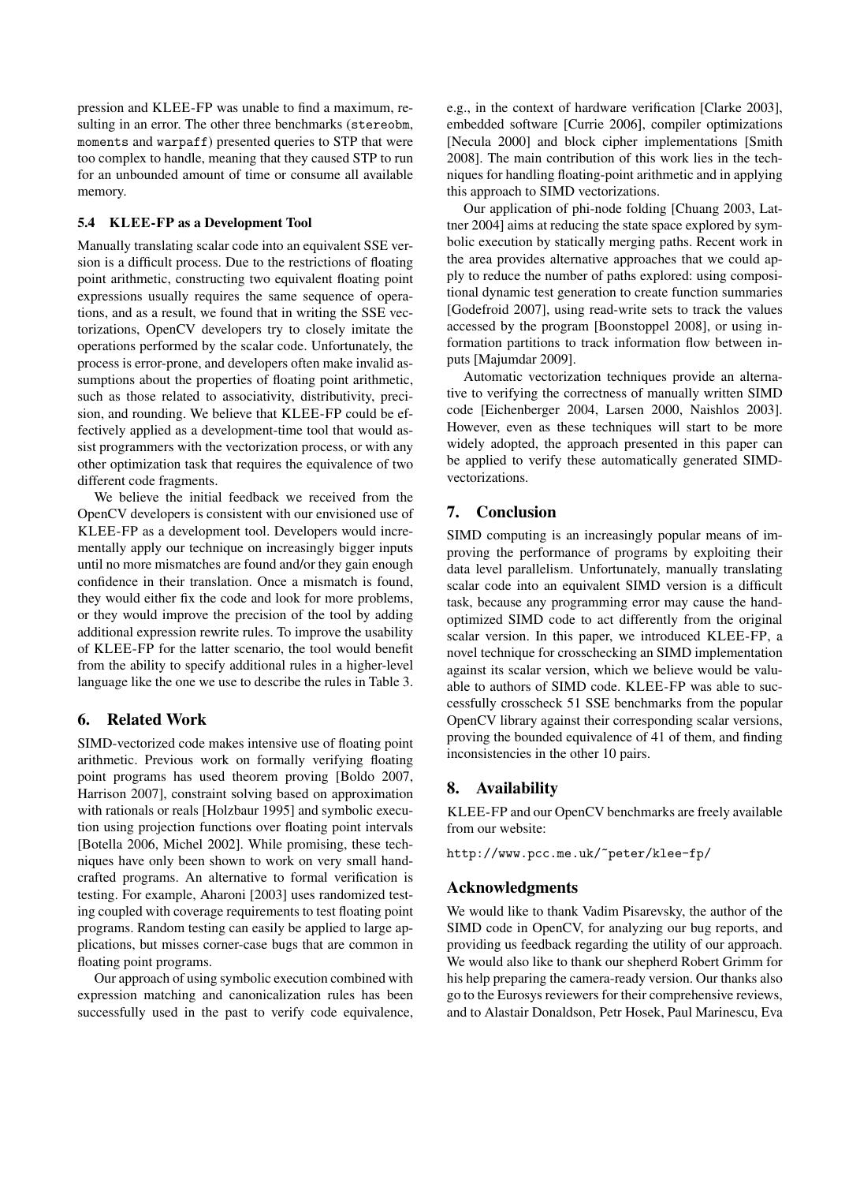pression and KLEE-FP was unable to find a maximum, resulting in an error. The other three benchmarks (stereobm, moments and warpaff) presented queries to STP that were too complex to handle, meaning that they caused STP to run for an unbounded amount of time or consume all available memory.

### 5.4 KLEE-FP as a Development Tool

Manually translating scalar code into an equivalent SSE version is a difficult process. Due to the restrictions of floating point arithmetic, constructing two equivalent floating point expressions usually requires the same sequence of operations, and as a result, we found that in writing the SSE vectorizations, OpenCV developers try to closely imitate the operations performed by the scalar code. Unfortunately, the process is error-prone, and developers often make invalid assumptions about the properties of floating point arithmetic, such as those related to associativity, distributivity, precision, and rounding. We believe that KLEE-FP could be effectively applied as a development-time tool that would assist programmers with the vectorization process, or with any other optimization task that requires the equivalence of two different code fragments.

We believe the initial feedback we received from the OpenCV developers is consistent with our envisioned use of KLEE-FP as a development tool. Developers would incrementally apply our technique on increasingly bigger inputs until no more mismatches are found and/or they gain enough confidence in their translation. Once a mismatch is found, they would either fix the code and look for more problems, or they would improve the precision of the tool by adding additional expression rewrite rules. To improve the usability of KLEE-FP for the latter scenario, the tool would benefit from the ability to specify additional rules in a higher-level language like the one we use to describe the rules in Table 3.

## 6. Related Work

SIMD-vectorized code makes intensive use of floating point arithmetic. Previous work on formally verifying floating point programs has used theorem proving [Boldo 2007, Harrison 2007], constraint solving based on approximation with rationals or reals [Holzbaur 1995] and symbolic execution using projection functions over floating point intervals [Botella 2006, Michel 2002]. While promising, these techniques have only been shown to work on very small handcrafted programs. An alternative to formal verification is testing. For example, Aharoni [2003] uses randomized testing coupled with coverage requirements to test floating point programs. Random testing can easily be applied to large applications, but misses corner-case bugs that are common in floating point programs.

Our approach of using symbolic execution combined with expression matching and canonicalization rules has been successfully used in the past to verify code equivalence, e.g., in the context of hardware verification [Clarke 2003], embedded software [Currie 2006], compiler optimizations [Necula 2000] and block cipher implementations [Smith 2008]. The main contribution of this work lies in the techniques for handling floating-point arithmetic and in applying this approach to SIMD vectorizations.

Our application of phi-node folding [Chuang 2003, Lattner 2004] aims at reducing the state space explored by symbolic execution by statically merging paths. Recent work in the area provides alternative approaches that we could apply to reduce the number of paths explored: using compositional dynamic test generation to create function summaries [Godefroid 2007], using read-write sets to track the values accessed by the program [Boonstoppel 2008], or using information partitions to track information flow between inputs [Majumdar 2009].

Automatic vectorization techniques provide an alternative to verifying the correctness of manually written SIMD code [Eichenberger 2004, Larsen 2000, Naishlos 2003]. However, even as these techniques will start to be more widely adopted, the approach presented in this paper can be applied to verify these automatically generated SIMD-vectorizations.

## 7. Conclusion

SIMD computing is an increasingly popular means of improving the performance of programs by exploiting their data level parallelism. Unfortunately, manually translating scalar code into an equivalent SIMD version is a difficult task, because any programming error may cause the hand-optimized SIMD code to act differently from the original scalar version. In this paper, we introduced KLEE-FP, a novel technique for crosschecking an SIMD implementation against its scalar version, which we believe would be valuable to authors of SIMD code. KLEE-FP was able to successfully crosscheck 51 SSE benchmarks from the popular OpenCV library against their corresponding scalar versions, proving the bounded equivalence of 41 of them, and finding inconsistencies in the other 10 pairs.

## 8. Availability

KLEE-FP and our OpenCV benchmarks are freely available from our website:

http://www.pcc.me.uk/~peter/klee-fp/

## Acknowledgments

We would like to thank Vadim Pisarevsky, the author of the SIMD code in OpenCV, for analyzing our bug reports, and providing us feedback regarding the utility of our approach. We would also like to thank our shepherd Robert Grimm for his help preparing the camera-ready version. Our thanks also go to the Eurosys reviewers for their comprehensive reviews, and to Alastair Donaldson, Petr Hosek, Paul Marinescu, Eva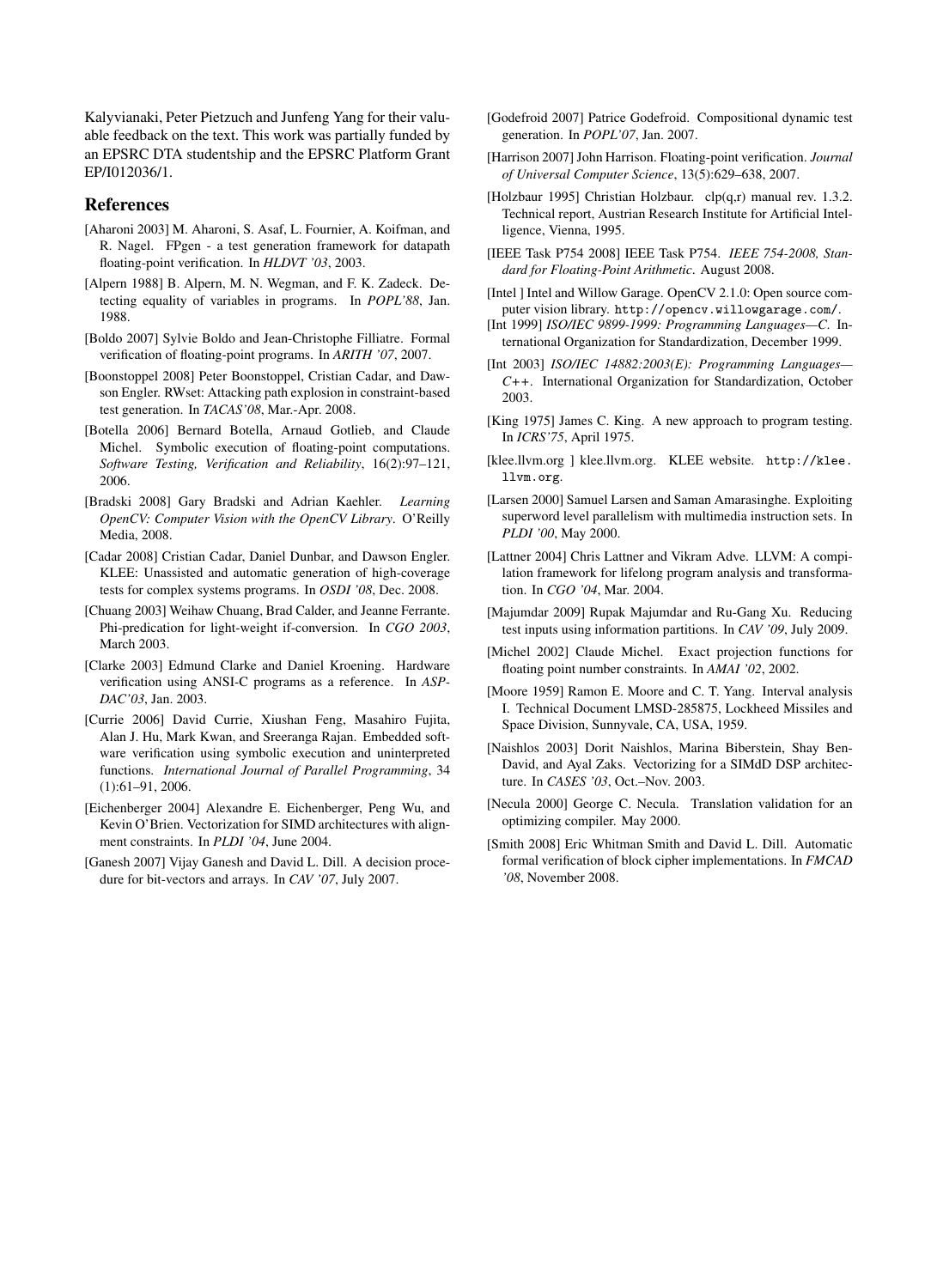Kalyvianaki, Peter Pietzuch and Junfeng Yang for their valuable feedback on the text. This work was partially funded by an EPSRC DTA studentship and the EPSRC Platform Grant EP/I012036/1.

## References

[Aharoni 2003] M. Aharoni, S. Asaf, L. Fournier, A. Koifman, and R. Nagel. FPgen - a test generation framework for datapath floating-point verification. In *HLDVT '03*, 2003.

[Alpern 1988] B. Alpern, M. N. Wegman, and F. K. Zadeck. Detecting equality of variables in programs. In *POPL'88*, Jan. 1988.

[Boldo 2007] Sylvie Boldo and Jean-Christophe Filliatre. Formal verification of floating-point programs. In *ARITH '07*, 2007.

[Boonstoppel 2008] Peter Boonstoppel, Cristian Cadar, and Dawson Engler. RWset: Attacking path explosion in constraint-based test generation. In *TACAS'08*, Mar.-Apr. 2008.

[Botella 2006] Bernard Botella, Arnaud Gotlieb, and Claude Michel. Symbolic execution of floating-point computations. *Software Testing, Verification and Reliability*, 16(2):97–121, 2006.

[Bradski 2008] Gary Bradski and Adrian Kaehler. *Learning OpenCV: Computer Vision with the OpenCV Library*. O'Reilly Media, 2008.

[Cadar 2008] Cristian Cadar, Daniel Dunbar, and Dawson Engler. KLEE: Unassisted and automatic generation of high-coverage tests for complex systems programs. In *OSDI '08*, Dec. 2008.

[Chuang 2003] Weihaw Chuang, Brad Calder, and Jeanne Ferrante. Phi-predication for light-weight if-conversion. In *CGO 2003*, March 2003.

[Clarke 2003] Edmund Clarke and Daniel Kroening. Hardware verification using ANSI-C programs as a reference. In *ASP-DAC'03*, Jan. 2003.

[Currie 2006] David Currie, Xiushan Feng, Masahiro Fujita, Alan J. Hu, Mark Kwan, and Sreeranga Rajan. Embedded software verification using symbolic execution and uninterpreted functions. *International Journal of Parallel Programming*, 34 (1):61–91, 2006.

[Eichenberger 2004] Alexandre E. Eichenberger, Peng Wu, and Kevin O'Brien. Vectorization for SIMD architectures with alignment constraints. In *PLDI '04*, June 2004.

[Ganesh 2007] Vijay Ganesh and David L. Dill. A decision procedure for bit-vectors and arrays. In *CAV '07*, July 2007.

[Godefroid 2007] Patrice Godefroid. Compositional dynamic test generation. In *POPL'07*, Jan. 2007.

[Harrison 2007] John Harrison. Floating-point verification. *Journal of Universal Computer Science*, 13(5):629–638, 2007.

[Holzbaur 1995] Christian Holzbaur. clp(q,r) manual rev. 1.3.2. Technical report, Austrian Research Institute for Artificial Intelligence, Vienna, 1995.

[IEEE Task P754 2008] IEEE Task P754. *IEEE 754-2008, Standard for Floating-Point Arithmetic*. August 2008.

[Intel ] Intel and Willow Garage. OpenCV 2.1.0: Open source computer vision library. `http://opencv.willowgarage.com/`.

[Int 1999] *ISO/IEC 9899-1999: Programming Languages—C*. International Organization for Standardization, December 1999.

[Int 2003] *ISO/IEC 14882:2003(E): Programming Languages—C++*. International Organization for Standardization, October 2003.

[King 1975] James C. King. A new approach to program testing. In *ICRS'75*, April 1975.

[klee.llvm.org ] klee.llvm.org. KLEE website. `http://klee.llvm.org`.

[Larsen 2000] Samuel Larsen and Saman Amarasinghe. Exploiting superword level parallelism with multimedia instruction sets. In *PLDI '00*, May 2000.

[Lattner 2004] Chris Lattner and Vikram Adve. LLVM: A compilation framework for lifelong program analysis and transformation. In *CGO '04*, Mar. 2004.

[Majumdar 2009] Rupak Majumdar and Ru-Gang Xu. Reducing test inputs using information partitions. In *CAV '09*, July 2009.

[Michel 2002] Claude Michel. Exact projection functions for floating point number constraints. In *AMAI '02*, 2002.

[Moore 1959] Ramon E. Moore and C. T. Yang. Interval analysis I. Technical Document LMSD-285875, Lockheed Missiles and Space Division, Sunnyvale, CA, USA, 1959.

[Naishlos 2003] Dorit Naishlos, Marina Biberstein, Shay Ben-David, and Ayal Zaks. Vectorizing for a SIMdD DSP architecture. In *CASES '03*, Oct.–Nov. 2003.

[Necula 2000] George C. Necula. Translation validation for an optimizing compiler. May 2000.

[Smith 2008] Eric Whitman Smith and David L. Dill. Automatic formal verification of block cipher implementations. In *FMCAD '08*, November 2008.